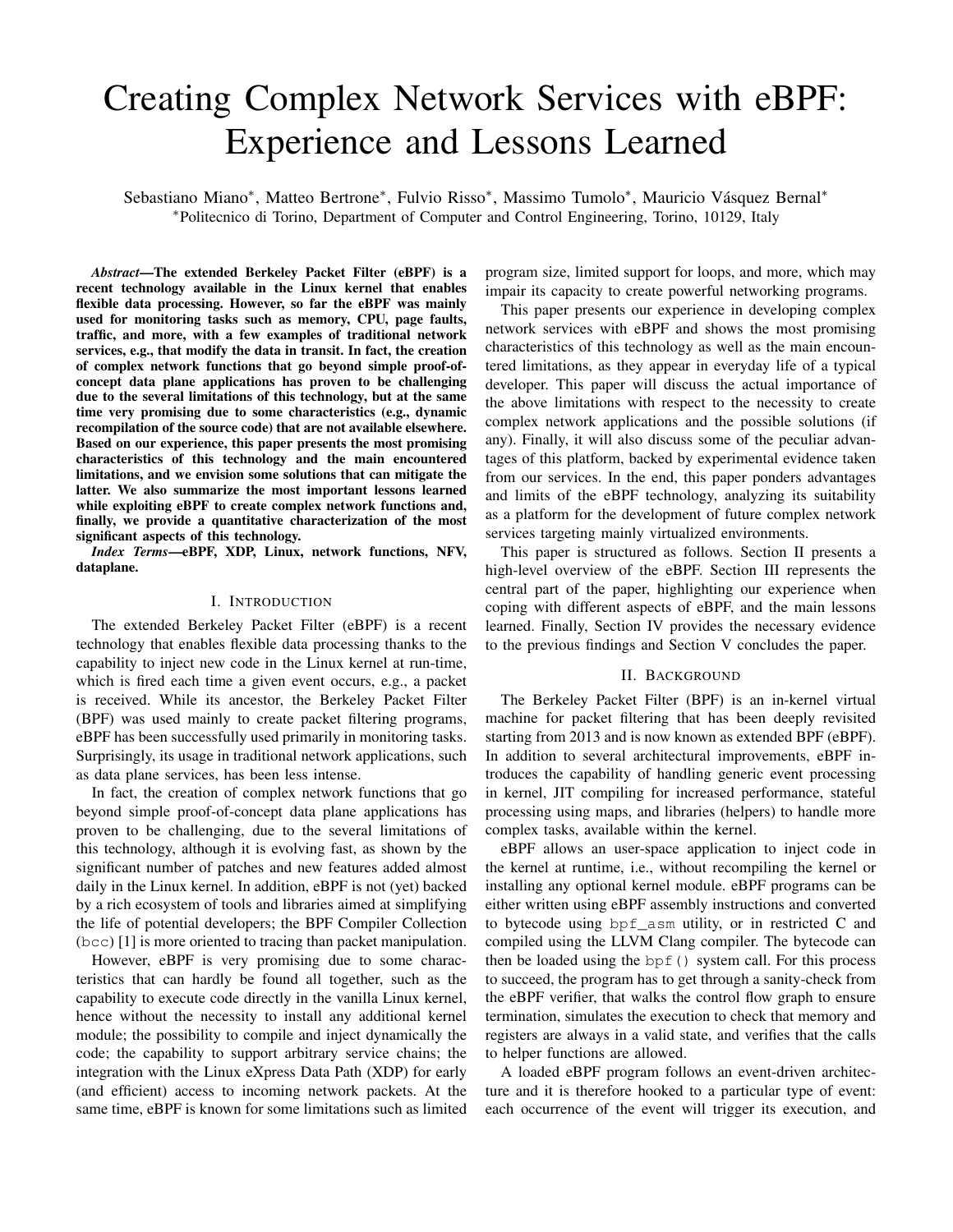# Creating Complex Network Services with eBPF: Experience and Lessons Learned

Sebastiano Miano*, Matteo Bertrone*, Fulvio Risso*, Massimo Tumolo*, Mauricio Vásquez Bernal*

*Politecnico di Torino, Department of Computer and Control Engineering, Torino, 10129, Italy

***Abstract*—The extended Berkeley Packet Filter (eBPF) is a recent technology available in the Linux kernel that enables flexible data processing. However, so far the eBPF was mainly used for monitoring tasks such as memory, CPU, page faults, traffic, and more, with a few examples of traditional network services, e.g., that modify the data in transit. In fact, the creation of complex network functions that go beyond simple proof-of-concept data plane applications has proven to be challenging due to the several limitations of this technology, but at the same time very promising due to some characteristics (e.g., dynamic recompilation of the source code) that are not available elsewhere. Based on our experience, this paper presents the most promising characteristics of this technology and the main encountered limitations, and we envision some solutions that can mitigate the latter. We also summarize the most important lessons learned while exploiting eBPF to create complex network functions and, finally, we provide a quantitative characterization of the most significant aspects of this technology.**

***Index Terms*—eBPF, XDP, Linux, network functions, NFV, dataplane.**

## I. Introduction

The extended Berkeley Packet Filter (eBPF) is a recent technology that enables flexible data processing thanks to the capability to inject new code in the Linux kernel at run-time, which is fired each time a given event occurs, e.g., a packet is received. While its ancestor, the Berkeley Packet Filter (BPF) was used mainly to create packet filtering programs, eBPF has been successfully used primarily in monitoring tasks. Surprisingly, its usage in traditional network applications, such as data plane services, has been less intense.

In fact, the creation of complex network functions that go beyond simple proof-of-concept data plane applications has proven to be challenging, due to the several limitations of this technology, although it is evolving fast, as shown by the significant number of patches and new features added almost daily in the Linux kernel. In addition, eBPF is not (yet) backed by a rich ecosystem of tools and libraries aimed at simplifying the life of potential developers; the BPF Compiler Collection (`bcc`) [1] is more oriented to tracing than packet manipulation.

However, eBPF is very promising due to some characteristics that can hardly be found all together, such as the capability to execute code directly in the vanilla Linux kernel, hence without the necessity to install any additional kernel module; the possibility to compile and inject dynamically the code; the capability to support arbitrary service chains; the integration with the Linux eXpress Data Path (XDP) for early (and efficient) access to incoming network packets. At the same time, eBPF is known for some limitations such as limited program size, limited support for loops, and more, which may impair its capacity to create powerful networking programs.

This paper presents our experience in developing complex network services with eBPF and shows the most promising characteristics of this technology as well as the main encountered limitations, as they appear in everyday life of a typical developer. This paper will discuss the actual importance of the above limitations with respect to the necessity to create complex network applications and the possible solutions (if any). Finally, it will also discuss some of the peculiar advantages of this platform, backed by experimental evidence taken from our services. In the end, this paper ponders advantages and limits of the eBPF technology, analyzing its suitability as a platform for the development of future complex network services targeting mainly virtualized environments.

This paper is structured as follows. Section II presents a high-level overview of the eBPF. Section III represents the central part of the paper, highlighting our experience when coping with different aspects of eBPF, and the main lessons learned. Finally, Section IV provides the necessary evidence to the previous findings and Section V concludes the paper.

## II. Background

The Berkeley Packet Filter (BPF) is an in-kernel virtual machine for packet filtering that has been deeply revisited starting from 2013 and is now known as extended BPF (eBPF). In addition to several architectural improvements, eBPF introduces the capability of handling generic event processing in kernel, JIT compiling for increased performance, stateful processing using maps, and libraries (helpers) to handle more complex tasks, available within the kernel.

eBPF allows an user-space application to inject code in the kernel at runtime, i.e., without recompiling the kernel or installing any optional kernel module. eBPF programs can be either written using eBPF assembly instructions and converted to bytecode using `bpf_asm` utility, or in restricted C and compiled using the LLVM Clang compiler. The bytecode can then be loaded using the `bpf()` system call. For this process to succeed, the program has to get through a sanity-check from the eBPF verifier, that walks the control flow graph to ensure termination, simulates the execution to check that memory and registers are always in a valid state, and verifies that the calls to helper functions are allowed.

A loaded eBPF program follows an event-driven architecture and it is therefore hooked to a particular type of event: each occurrence of the event will trigger its execution, and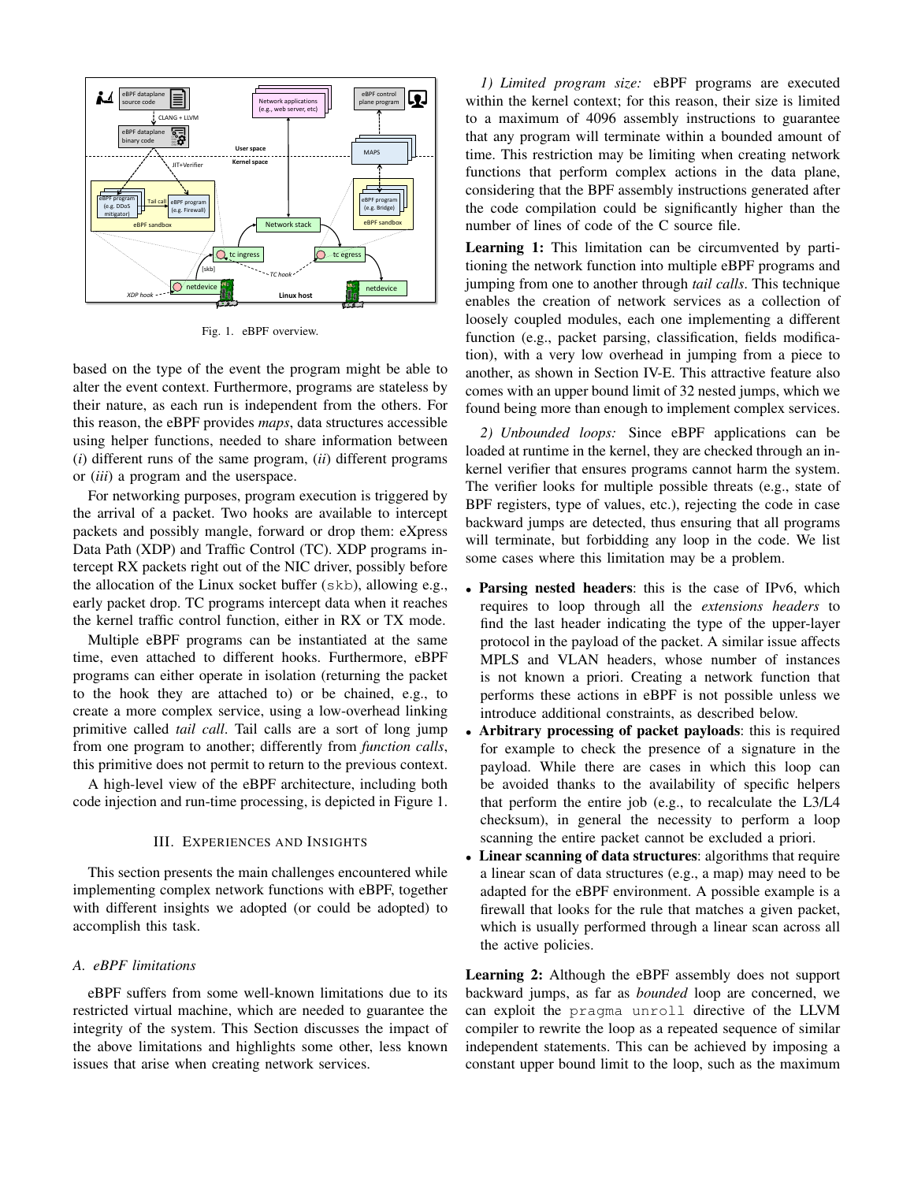Fig. 1. eBPF overview.

based on the type of the event the program might be able to alter the event context. Furthermore, programs are stateless by their nature, as each run is independent from the others. For this reason, the eBPF provides *maps*, data structures accessible using helper functions, needed to share information between (*i*) different runs of the same program, (*ii*) different programs or (*iii*) a program and the userspace.

For networking purposes, program execution is triggered by the arrival of a packet. Two hooks are available to intercept packets and possibly mangle, forward or drop them: eXpress Data Path (XDP) and Traffic Control (TC). XDP programs intercept RX packets right out of the NIC driver, possibly before the allocation of the Linux socket buffer (`skb`), allowing e.g., early packet drop. TC programs intercept data when it reaches the kernel traffic control function, either in RX or TX mode.

Multiple eBPF programs can be instantiated at the same time, even attached to different hooks. Furthermore, eBPF programs can either operate in isolation (returning the packet to the hook they are attached to) or be chained, e.g., to create a more complex service, using a low-overhead linking primitive called *tail call*. Tail calls are a sort of long jump from one program to another; differently from *function calls*, this primitive does not permit to return to the previous context.

A high-level view of the eBPF architecture, including both code injection and run-time processing, is depicted in Figure 1.

## III. Experiences and Insights

This section presents the main challenges encountered while implementing complex network functions with eBPF, together with different insights we adopted (or could be adopted) to accomplish this task.

### A. eBPF limitations

eBPF suffers from some well-known limitations due to its restricted virtual machine, which are needed to guarantee the integrity of the system. This Section discusses the impact of the above limitations and highlights some other, less known issues that arise when creating network services.

*1) Limited program size:* eBPF programs are executed within the kernel context; for this reason, their size is limited to a maximum of 4096 assembly instructions to guarantee that any program will terminate within a bounded amount of time. This restriction may be limiting when creating network functions that perform complex actions in the data plane, considering that the BPF assembly instructions generated after the code compilation could be significantly higher than the number of lines of code of the C source file.

**Learning 1:** This limitation can be circumvented by partitioning the network function into multiple eBPF programs and jumping from one to another through *tail calls*. This technique enables the creation of network services as a collection of loosely coupled modules, each one implementing a different function (e.g., packet parsing, classification, fields modification), with a very low overhead in jumping from a piece to another, as shown in Section IV-E. This attractive feature also comes with an upper bound limit of 32 nested jumps, which we found being more than enough to implement complex services.

*2) Unbounded loops:* Since eBPF applications can be loaded at runtime in the kernel, they are checked through an in-kernel verifier that ensures programs cannot harm the system. The verifier looks for multiple possible threats (e.g., state of BPF registers, type of values, etc.), rejecting the code in case backward jumps are detected, thus ensuring that all programs will terminate, but forbidding any loop in the code. We list some cases where this limitation may be a problem.

- **Parsing nested headers**: this is the case of IPv6, which requires to loop through all the *extensions headers* to find the last header indicating the type of the upper-layer protocol in the payload of the packet. A similar issue affects MPLS and VLAN headers, whose number of instances is not known a priori. Creating a network function that performs these actions in eBPF is not possible unless we introduce additional constraints, as described below.
- **Arbitrary processing of packet payloads**: this is required for example to check the presence of a signature in the payload. While there are cases in which this loop can be avoided thanks to the availability of specific helpers that perform the entire job (e.g., to recalculate the L3/L4 checksum), in general the necessity to perform a loop scanning the entire packet cannot be excluded a priori.
- **Linear scanning of data structures**: algorithms that require a linear scan of data structures (e.g., a map) may need to be adapted for the eBPF environment. A possible example is a firewall that looks for the rule that matches a given packet, which is usually performed through a linear scan across all the active policies.

**Learning 2:** Although the eBPF assembly does not support backward jumps, as far as *bounded* loop are concerned, we can exploit the `pragma unroll` directive of the LLVM compiler to rewrite the loop as a repeated sequence of similar independent statements. This can be achieved by imposing a constant upper bound limit to the loop, such as the maximum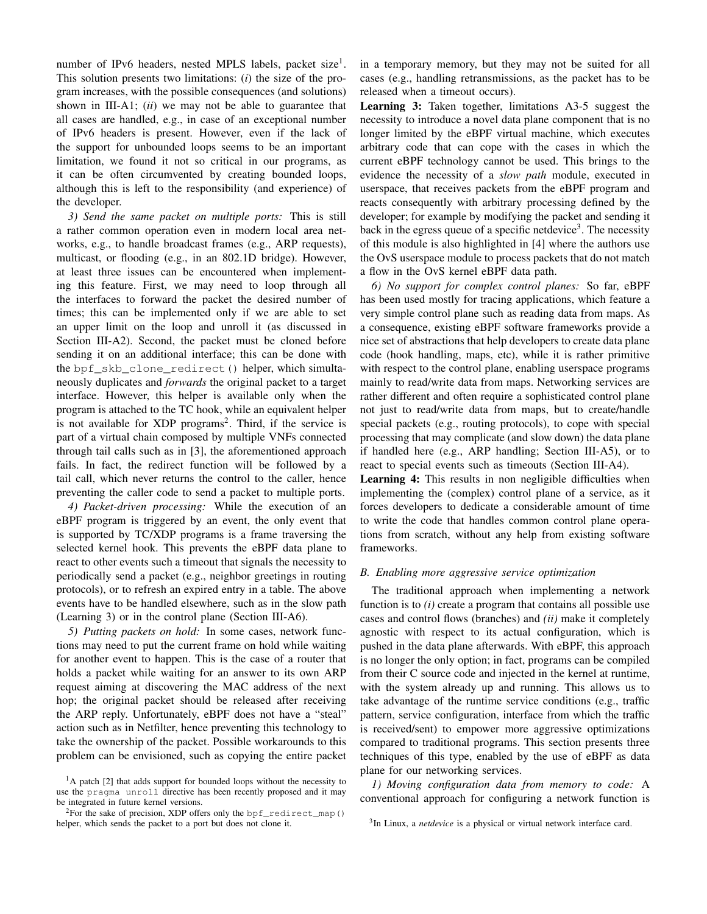number of IPv6 headers, nested MPLS labels, packet size[1]. This solution presents two limitations: (*i*) the size of the program increases, with the possible consequences (and solutions) shown in III-A1; (*ii*) we may not be able to guarantee that all cases are handled, e.g., in case of an exceptional number of IPv6 headers is present. However, even if the lack of the support for unbounded loops seems to be an important limitation, we found it not so critical in our programs, as it can be often circumvented by creating bounded loops, although this is left to the responsibility (and experience) of the developer.

*3) Send the same packet on multiple ports:* This is still a rather common operation even in modern local area networks, e.g., to handle broadcast frames (e.g., ARP requests), multicast, or flooding (e.g., in an 802.1D bridge). However, at least three issues can be encountered when implementing this feature. First, we may need to loop through all the interfaces to forward the packet the desired number of times; this can be implemented only if we are able to set an upper limit on the loop and unroll it (as discussed in Section III-A2). Second, the packet must be cloned before sending it on an additional interface; this can be done with the `bpf_skb_clone_redirect()` helper, which simultaneously duplicates and *forwards* the original packet to a target interface. However, this helper is available only when the program is attached to the TC hook, while an equivalent helper is not available for XDP programs[2]. Third, if the service is part of a virtual chain composed by multiple VNFs connected through tail calls such as in [3], the aforementioned approach fails. In fact, the redirect function will be followed by a tail call, which never returns the control to the caller, hence preventing the caller code to send a packet to multiple ports.

*4) Packet-driven processing:* While the execution of an eBPF program is triggered by an event, the only event that is supported by TC/XDP programs is a frame traversing the selected kernel hook. This prevents the eBPF data plane to react to other events such a timeout that signals the necessity to periodically send a packet (e.g., neighbor greetings in routing protocols), or to refresh an expired entry in a table. The above events have to be handled elsewhere, such as in the slow path (Learning 3) or in the control plane (Section III-A6).

*5) Putting packets on hold:* In some cases, network functions may need to put the current frame on hold while waiting for another event to happen. This is the case of a router that holds a packet while waiting for an answer to its own ARP request aiming at discovering the MAC address of the next hop; the original packet should be released after receiving the ARP reply. Unfortunately, eBPF does not have a "steal" action such as in Netfilter, hence preventing this technology to take the ownership of the packet. Possible workarounds to this problem can be envisioned, such as copying the entire packet in a temporary memory, but they may not be suited for all cases (e.g., handling retransmissions, as the packet has to be released when a timeout occurs).

**Learning 3:** Taken together, limitations A3-5 suggest the necessity to introduce a novel data plane component that is no longer limited by the eBPF virtual machine, which executes arbitrary code that can cope with the cases in which the current eBPF technology cannot be used. This brings to the evidence the necessity of a *slow path* module, executed in userspace, that receives packets from the eBPF program and reacts consequently with arbitrary processing defined by the developer; for example by modifying the packet and sending it back in the egress queue of a specific netdevice[3]. The necessity of this module is also highlighted in [4] where the authors use the OvS userspace module to process packets that do not match a flow in the OvS kernel eBPF data path.

*6) No support for complex control planes:* So far, eBPF has been used mostly for tracing applications, which feature a very simple control plane such as reading data from maps. As a consequence, existing eBPF software frameworks provide a nice set of abstractions that help developers to create data plane code (hook handling, maps, etc), while it is rather primitive with respect to the control plane, enabling userspace programs mainly to read/write data from maps. Networking services are rather different and often require a sophisticated control plane not just to read/write data from maps, but to create/handle special packets (e.g., routing protocols), to cope with special processing that may complicate (and slow down) the data plane if handled here (e.g., ARP handling; Section III-A5), or to react to special events such as timeouts (Section III-A4).

**Learning 4:** This results in non negligible difficulties when implementing the (complex) control plane of a service, as it forces developers to dedicate a considerable amount of time to write the code that handles common control plane operations from scratch, without any help from existing software frameworks.

### *B. Enabling more aggressive service optimization*

The traditional approach when implementing a network function is to *(i)* create a program that contains all possible use cases and control flows (branches) and *(ii)* make it completely agnostic with respect to its actual configuration, which is pushed in the data plane afterwards. With eBPF, this approach is no longer the only option; in fact, programs can be compiled from their C source code and injected in the kernel at runtime, with the system already up and running. This allows us to take advantage of the runtime service conditions (e.g., traffic pattern, service configuration, interface from which the traffic is received/sent) to empower more aggressive optimizations compared to traditional programs. This section presents three techniques of this type, enabled by the use of eBPF as data plane for our networking services.

*1) Moving configuration data from memory to code:* A conventional approach for configuring a network function is

[1] A patch [2] that adds support for bounded loops without the necessity to use the `pragma unroll` directive has been recently proposed and it may be integrated in future kernel versions.

[2] For the sake of precision, XDP offers only the `bpf_redirect_map()` helper, which sends the packet to a port but does not clone it.

[3] In Linux, a *netdevice* is a physical or virtual network interface card.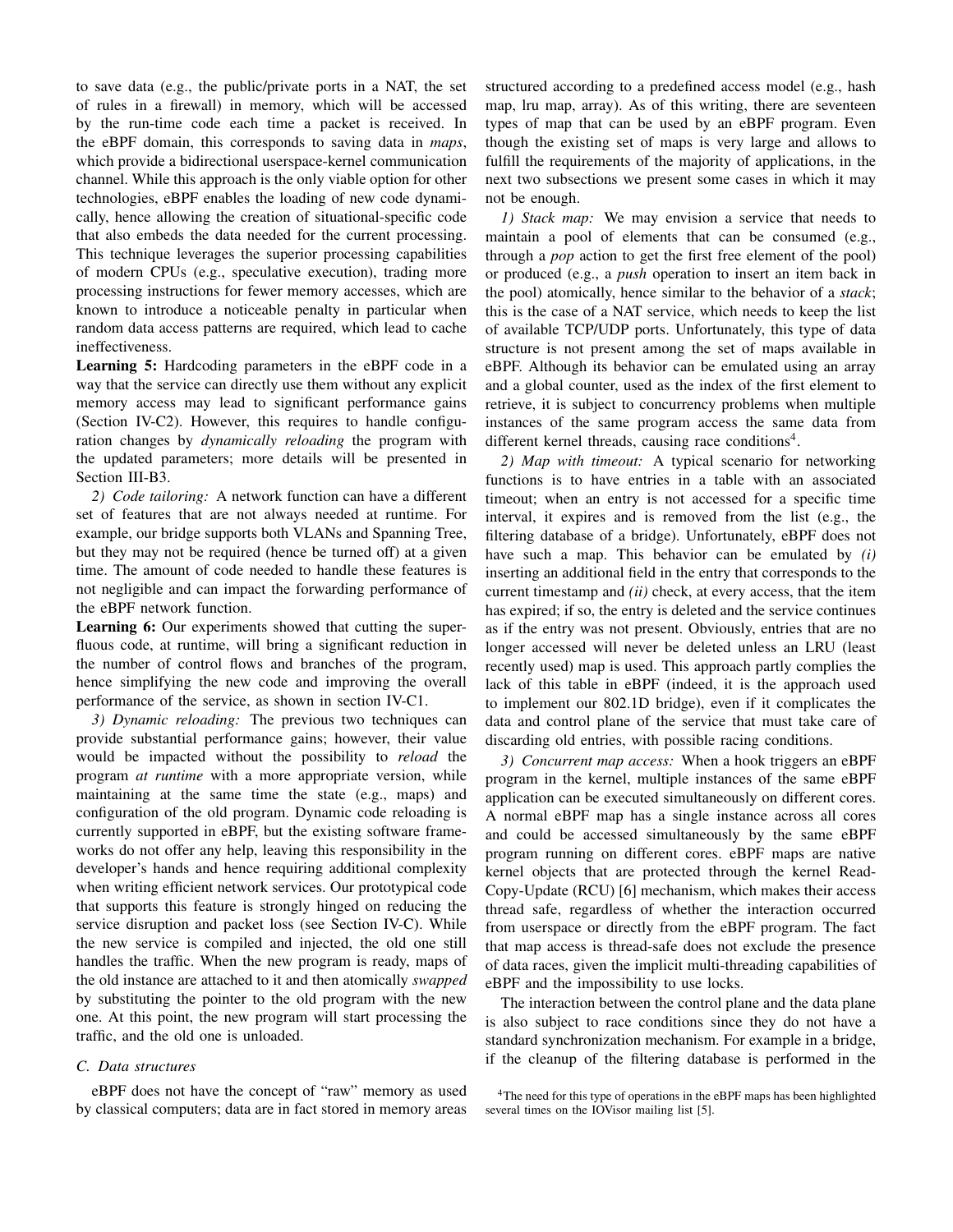to save data (e.g., the public/private ports in a NAT, the set of rules in a firewall) in memory, which will be accessed by the run-time code each time a packet is received. In the eBPF domain, this corresponds to saving data in *maps*, which provide a bidirectional userspace-kernel communication channel. While this approach is the only viable option for other technologies, eBPF enables the loading of new code dynamically, hence allowing the creation of situational-specific code that also embeds the data needed for the current processing. This technique leverages the superior processing capabilities of modern CPUs (e.g., speculative execution), trading more processing instructions for fewer memory accesses, which are known to introduce a noticeable penalty in particular when random data access patterns are required, which lead to cache ineffectiveness.

**Learning 5:** Hardcoding parameters in the eBPF code in a way that the service can directly use them without any explicit memory access may lead to significant performance gains (Section IV-C2). However, this requires to handle configuration changes by *dynamically reloading* the program with the updated parameters; more details will be presented in Section III-B3.

*2) Code tailoring:* A network function can have a different set of features that are not always needed at runtime. For example, our bridge supports both VLANs and Spanning Tree, but they may not be required (hence be turned off) at a given time. The amount of code needed to handle these features is not negligible and can impact the forwarding performance of the eBPF network function.

**Learning 6:** Our experiments showed that cutting the superfluous code, at runtime, will bring a significant reduction in the number of control flows and branches of the program, hence simplifying the new code and improving the overall performance of the service, as shown in section IV-C1.

*3) Dynamic reloading:* The previous two techniques can provide substantial performance gains; however, their value would be impacted without the possibility to *reload* the program *at runtime* with a more appropriate version, while maintaining at the same time the state (e.g., maps) and configuration of the old program. Dynamic code reloading is currently supported in eBPF, but the existing software frameworks do not offer any help, leaving this responsibility in the developer's hands and hence requiring additional complexity when writing efficient network services. Our prototypical code that supports this feature is strongly hinged on reducing the service disruption and packet loss (see Section IV-C). While the new service is compiled and injected, the old one still handles the traffic. When the new program is ready, maps of the old instance are attached to it and then atomically *swapped* by substituting the pointer to the old program with the new one. At this point, the new program will start processing the traffic, and the old one is unloaded.

### C. Data structures

eBPF does not have the concept of "raw" memory as used by classical computers; data are in fact stored in memory areas structured according to a predefined access model (e.g., hash map, lru map, array). As of this writing, there are seventeen types of map that can be used by an eBPF program. Even though the existing set of maps is very large and allows to fulfill the requirements of the majority of applications, in the next two subsections we present some cases in which it may not be enough.

*1) Stack map:* We may envision a service that needs to maintain a pool of elements that can be consumed (e.g., through a *pop* action to get the first free element of the pool) or produced (e.g., a *push* operation to insert an item back in the pool) atomically, hence similar to the behavior of a *stack*; this is the case of a NAT service, which needs to keep the list of available TCP/UDP ports. Unfortunately, this type of data structure is not present among the set of maps available in eBPF. Although its behavior can be emulated using an array and a global counter, used as the index of the first element to retrieve, it is subject to concurrency problems when multiple instances of the same program access the same data from different kernel threads, causing race conditions[4].

*2) Map with timeout:* A typical scenario for networking functions is to have entries in a table with an associated timeout; when an entry is not accessed for a specific time interval, it expires and is removed from the list (e.g., the filtering database of a bridge). Unfortunately, eBPF does not have such a map. This behavior can be emulated by *(i)* inserting an additional field in the entry that corresponds to the current timestamp and *(ii)* check, at every access, that the item has expired; if so, the entry is deleted and the service continues as if the entry was not present. Obviously, entries that are no longer accessed will never be deleted unless an LRU (least recently used) map is used. This approach partly complies the lack of this table in eBPF (indeed, it is the approach used to implement our 802.1D bridge), even if it complicates the data and control plane of the service that must take care of discarding old entries, with possible racing conditions.

*3) Concurrent map access:* When a hook triggers an eBPF program in the kernel, multiple instances of the same eBPF application can be executed simultaneously on different cores. A normal eBPF map has a single instance across all cores and could be accessed simultaneously by the same eBPF program running on different cores. eBPF maps are native kernel objects that are protected through the kernel Read-Copy-Update (RCU) [6] mechanism, which makes their access thread safe, regardless of whether the interaction occurred from userspace or directly from the eBPF program. The fact that map access is thread-safe does not exclude the presence of data races, given the implicit multi-threading capabilities of eBPF and the impossibility to use locks.

The interaction between the control plane and the data plane is also subject to race conditions since they do not have a standard synchronization mechanism. For example in a bridge, if the cleanup of the filtering database is performed in the

[4]The need for this type of operations in the eBPF maps has been highlighted several times on the IOVisor mailing list [5].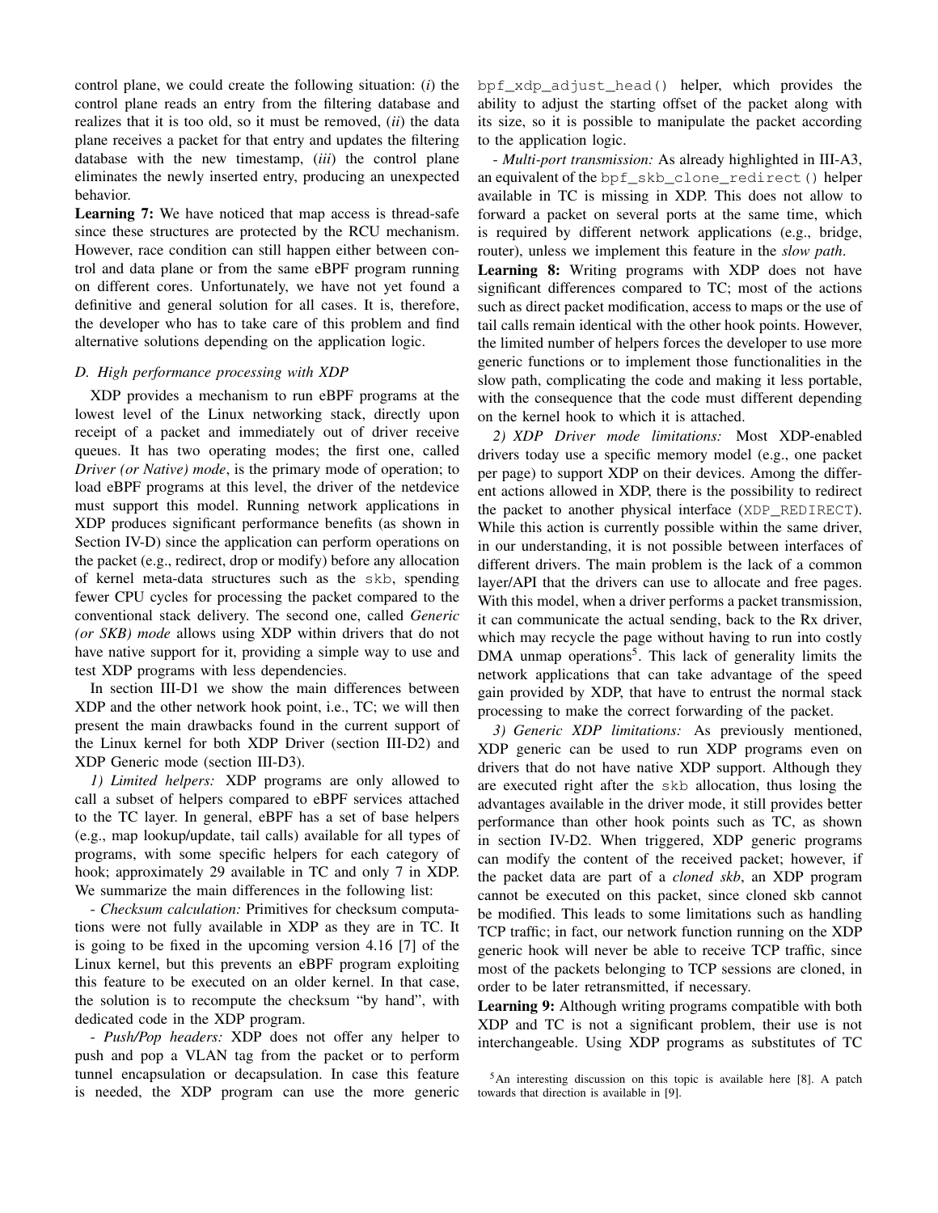control plane, we could create the following situation: (*i*) the control plane reads an entry from the filtering database and realizes that it is too old, so it must be removed, (*ii*) the data plane receives a packet for that entry and updates the filtering database with the new timestamp, (*iii*) the control plane eliminates the newly inserted entry, producing an unexpected behavior.

**Learning 7:** We have noticed that map access is thread-safe since these structures are protected by the RCU mechanism. However, race condition can still happen either between control and data plane or from the same eBPF program running on different cores. Unfortunately, we have not yet found a definitive and general solution for all cases. It is, therefore, the developer who has to take care of this problem and find alternative solutions depending on the application logic.

### D. High performance processing with XDP

XDP provides a mechanism to run eBPF programs at the lowest level of the Linux networking stack, directly upon receipt of a packet and immediately out of driver receive queues. It has two operating modes; the first one, called *Driver (or Native) mode*, is the primary mode of operation; to load eBPF programs at this level, the driver of the netdevice must support this model. Running network applications in XDP produces significant performance benefits (as shown in Section IV-D) since the application can perform operations on the packet (e.g., redirect, drop or modify) before any allocation of kernel meta-data structures such as the `skb`, spending fewer CPU cycles for processing the packet compared to the conventional stack delivery. The second one, called *Generic (or SKB) mode* allows using XDP within drivers that do not have native support for it, providing a simple way to use and test XDP programs with less dependencies.

In section III-D1 we show the main differences between XDP and the other network hook point, i.e., TC; we will then present the main drawbacks found in the current support of the Linux kernel for both XDP Driver (section III-D2) and XDP Generic mode (section III-D3).

*1) Limited helpers:* XDP programs are only allowed to call a subset of helpers compared to eBPF services attached to the TC layer. In general, eBPF has a set of base helpers (e.g., map lookup/update, tail calls) available for all types of programs, with some specific helpers for each category of hook; approximately 29 available in TC and only 7 in XDP. We summarize the main differences in the following list:

- *Checksum calculation:* Primitives for checksum computations were not fully available in XDP as they are in TC. It is going to be fixed in the upcoming version 4.16 [7] of the Linux kernel, but this prevents an eBPF program exploiting this feature to be executed on an older kernel. In that case, the solution is to recompute the checksum "by hand", with dedicated code in the XDP program.

- *Push/Pop headers:* XDP does not offer any helper to push and pop a VLAN tag from the packet or to perform tunnel encapsulation or decapsulation. In case this feature is needed, the XDP program can use the more generic `bpf_xdp_adjust_head()` helper, which provides the ability to adjust the starting offset of the packet along with its size, so it is possible to manipulate the packet according to the application logic.

- *Multi-port transmission:* As already highlighted in III-A3, an equivalent of the `bpf_skb_clone_redirect()` helper available in TC is missing in XDP. This does not allow to forward a packet on several ports at the same time, which is required by different network applications (e.g., bridge, router), unless we implement this feature in the *slow path*.

**Learning 8:** Writing programs with XDP does not have significant differences compared to TC; most of the actions such as direct packet modification, access to maps or the use of tail calls remain identical with the other hook points. However, the limited number of helpers forces the developer to use more generic functions or to implement those functionalities in the slow path, complicating the code and making it less portable, with the consequence that the code must different depending on the kernel hook to which it is attached.

*2) XDP Driver mode limitations:* Most XDP-enabled drivers today use a specific memory model (e.g., one packet per page) to support XDP on their devices. Among the different actions allowed in XDP, there is the possibility to redirect the packet to another physical interface (`XDP_REDIRECT`). While this action is currently possible within the same driver, in our understanding, it is not possible between interfaces of different drivers. The main problem is the lack of a common layer/API that the drivers can use to allocate and free pages. With this model, when a driver performs a packet transmission, it can communicate the actual sending, back to the Rx driver, which may recycle the page without having to run into costly DMA unmap operations[5]. This lack of generality limits the network applications that can take advantage of the speed gain provided by XDP, that have to entrust the normal stack processing to make the correct forwarding of the packet.

*3) Generic XDP limitations:* As previously mentioned, XDP generic can be used to run XDP programs even on drivers that do not have native XDP support. Although they are executed right after the `skb` allocation, thus losing the advantages available in the driver mode, it still provides better performance than other hook points such as TC, as shown in section IV-D2. When triggered, XDP generic programs can modify the content of the received packet; however, if the packet data are part of a *cloned skb*, an XDP program cannot be executed on this packet, since cloned skb cannot be modified. This leads to some limitations such as handling TCP traffic; in fact, our network function running on the XDP generic hook will never be able to receive TCP traffic, since most of the packets belonging to TCP sessions are cloned, in order to be later retransmitted, if necessary.

**Learning 9:** Although writing programs compatible with both XDP and TC is not a significant problem, their use is not interchangeable. Using XDP programs as substitutes of TC

[5] An interesting discussion on this topic is available here [8]. A patch towards that direction is available in [9].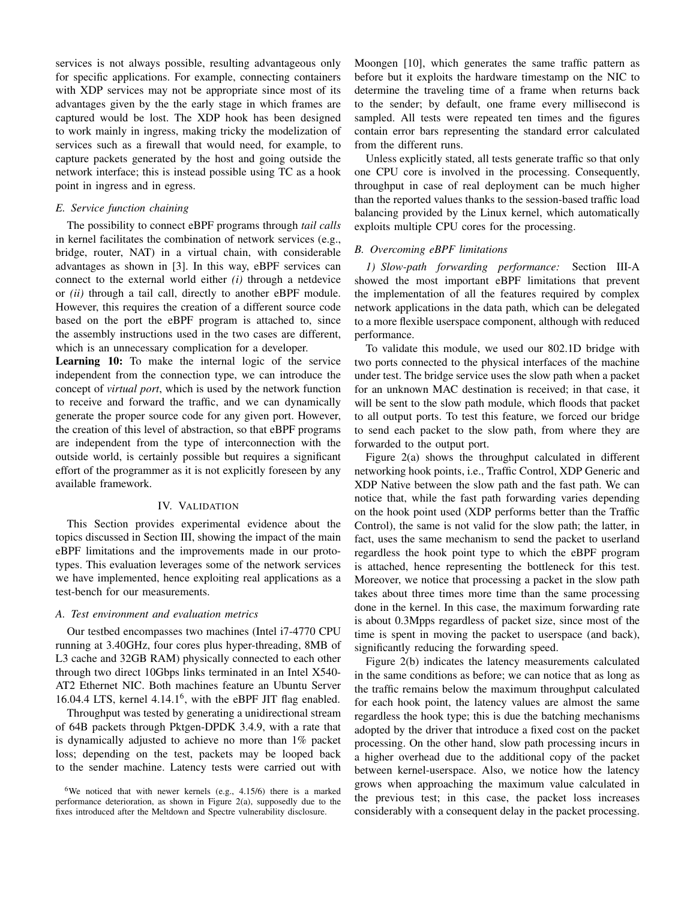services is not always possible, resulting advantageous only for specific applications. For example, connecting containers with XDP services may not be appropriate since most of its advantages given by the the early stage in which frames are captured would be lost. The XDP hook has been designed to work mainly in ingress, making tricky the modelization of services such as a firewall that would need, for example, to capture packets generated by the host and going outside the network interface; this is instead possible using TC as a hook point in ingress and in egress.

### E. Service function chaining

The possibility to connect eBPF programs through *tail calls* in kernel facilitates the combination of network services (e.g., bridge, router, NAT) in a virtual chain, with considerable advantages as shown in [3]. In this way, eBPF services can connect to the external world either *(i)* through a netdevice or *(ii)* through a tail call, directly to another eBPF module. However, this requires the creation of a different source code based on the port the eBPF program is attached to, since the assembly instructions used in the two cases are different, which is an unnecessary complication for a developer.

**Learning 10:** To make the internal logic of the service independent from the connection type, we can introduce the concept of *virtual port*, which is used by the network function to receive and forward the traffic, and we can dynamically generate the proper source code for any given port. However, the creation of this level of abstraction, so that eBPF programs are independent from the type of interconnection with the outside world, is certainly possible but requires a significant effort of the programmer as it is not explicitly foreseen by any available framework.

## IV. Validation

This Section provides experimental evidence about the topics discussed in Section III, showing the impact of the main eBPF limitations and the improvements made in our prototypes. This evaluation leverages some of the network services we have implemented, hence exploiting real applications as a test-bench for our measurements.

### A. Test environment and evaluation metrics

Our testbed encompasses two machines (Intel i7-4770 CPU running at 3.40GHz, four cores plus hyper-threading, 8MB of L3 cache and 32GB RAM) physically connected to each other through two direct 10Gbps links terminated in an Intel X540-AT2 Ethernet NIC. Both machines feature an Ubuntu Server 16.04.4 LTS, kernel 4.14.1[6], with the eBPF JIT flag enabled.

Throughput was tested by generating a unidirectional stream of 64B packets through Pktgen-DPDK 3.4.9, with a rate that is dynamically adjusted to achieve no more than 1% packet loss; depending on the test, packets may be looped back to the sender machine. Latency tests were carried out with Moongen [10], which generates the same traffic pattern as before but it exploits the hardware timestamp on the NIC to determine the traveling time of a frame when returns back to the sender; by default, one frame every millisecond is sampled. All tests were repeated ten times and the figures contain error bars representing the standard error calculated from the different runs.

Unless explicitly stated, all tests generate traffic so that only one CPU core is involved in the processing. Consequently, throughput in case of real deployment can be much higher than the reported values thanks to the session-based traffic load balancing provided by the Linux kernel, which automatically exploits multiple CPU cores for the processing.

### B. Overcoming eBPF limitations

*1) Slow-path forwarding performance:* Section III-A showed the most important eBPF limitations that prevent the implementation of all the features required by complex network applications in the data path, which can be delegated to a more flexible userspace component, although with reduced performance.

To validate this module, we used our 802.1D bridge with two ports connected to the physical interfaces of the machine under test. The bridge service uses the slow path when a packet for an unknown MAC destination is received; in that case, it will be sent to the slow path module, which floods that packet to all output ports. To test this feature, we forced our bridge to send each packet to the slow path, from where they are forwarded to the output port.

Figure 2(a) shows the throughput calculated in different networking hook points, i.e., Traffic Control, XDP Generic and XDP Native between the slow path and the fast path. We can notice that, while the fast path forwarding varies depending on the hook point used (XDP performs better than the Traffic Control), the same is not valid for the slow path; the latter, in fact, uses the same mechanism to send the packet to userland regardless the hook point type to which the eBPF program is attached, hence representing the bottleneck for this test. Moreover, we notice that processing a packet in the slow path takes about three times more time than the same processing done in the kernel. In this case, the maximum forwarding rate is about 0.3Mpps regardless of packet size, since most of the time is spent in moving the packet to userspace (and back), significantly reducing the forwarding speed.

Figure 2(b) indicates the latency measurements calculated in the same conditions as before; we can notice that as long as the traffic remains below the maximum throughput calculated for each hook point, the latency values are almost the same regardless the hook type; this is due the batching mechanisms adopted by the driver that introduce a fixed cost on the packet processing. On the other hand, slow path processing incurs in a higher overhead due to the additional copy of the packet between kernel-userspace. Also, we notice how the latency grows when approaching the maximum value calculated in the previous test; in this case, the packet loss increases considerably with a consequent delay in the packet processing.

[6] We noticed that with newer kernels (e.g., 4.15/6) there is a marked performance deterioration, as shown in Figure 2(a), supposedly due to the fixes introduced after the Meltdown and Spectre vulnerability disclosure.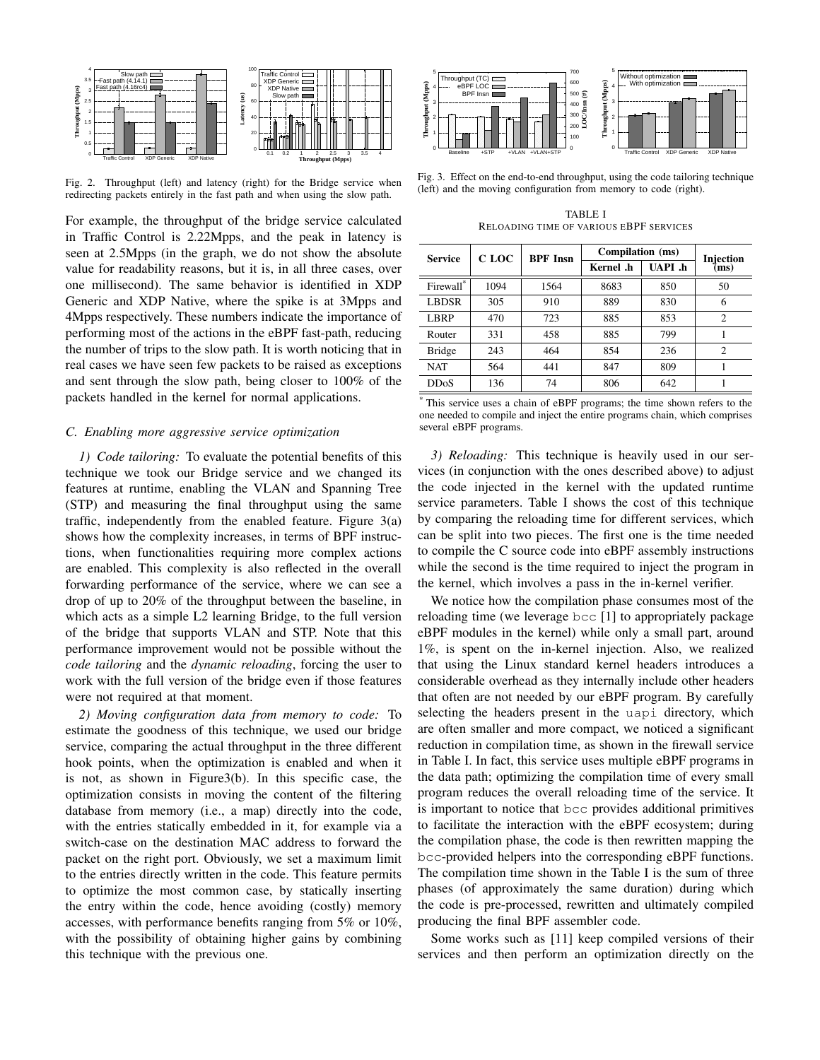Fig. 2. Throughput (left) and latency (right) for the Bridge service when redirecting packets entirely in the fast path and when using the slow path.

For example, the throughput of the bridge service calculated in Traffic Control is 2.22Mpps, and the peak in latency is seen at 2.5Mpps (in the graph, we do not show the absolute value for readability reasons, but it is, in all three cases, over one millisecond). The same behavior is identified in XDP Generic and XDP Native, where the spike is at 3Mpps and 4Mpps respectively. These numbers indicate the importance of performing most of the actions in the eBPF fast-path, reducing the number of trips to the slow path. It is worth noticing that in real cases we have seen few packets to be raised as exceptions and sent through the slow path, being closer to 100% of the packets handled in the kernel for normal applications.

### C. Enabling more aggressive service optimization

*1) Code tailoring:* To evaluate the potential benefits of this technique we took our Bridge service and we changed its features at runtime, enabling the VLAN and Spanning Tree (STP) and measuring the final throughput using the same traffic, independently from the enabled feature. Figure 3(a) shows how the complexity increases, in terms of BPF instructions, when functionalities requiring more complex actions are enabled. This complexity is also reflected in the overall forwarding performance of the service, where we can see a drop of up to 20% of the throughput between the baseline, in which acts as a simple L2 learning Bridge, to the full version of the bridge that supports VLAN and STP. Note that this performance improvement would not be possible without the *code tailoring* and the *dynamic reloading*, forcing the user to work with the full version of the bridge even if those features were not required at that moment.

*2) Moving configuration data from memory to code:* To estimate the goodness of this technique, we used our bridge service, comparing the actual throughput in the three different hook points, when the optimization is enabled and when it is not, as shown in Figure3(b). In this specific case, the optimization consists in moving the content of the filtering database from memory (i.e., a map) directly into the code, with the entries statically embedded in it, for example via a switch-case on the destination MAC address to forward the packet on the right port. Obviously, we set a maximum limit to the entries directly written in the code. This feature permits to optimize the most common case, by statically inserting the entry within the code, hence avoiding (costly) memory accesses, with performance benefits ranging from 5% or 10%, with the possibility of obtaining higher gains by combining this technique with the previous one.

Fig. 3. Effect on the end-to-end throughput, using the code tailoring technique (left) and the moving configuration from memory to code (right).

TABLE I
RELOADING TIME OF VARIOUS EBPF SERVICES

| Service | C LOC | BPF Insn | Compilation (ms) | | Injection (ms) |
|---|---|---|---|---|---|
| | | | Kernel .h | UAPI .h | |
| Firewall* | 1094 | 1564 | 8683 | 850 | 50 |
| LBDSR | 305 | 910 | 889 | 830 | 6 |
| LBRP | 470 | 723 | 885 | 853 | 2 |
| Router | 331 | 458 | 885 | 799 | 1 |
| Bridge | 243 | 464 | 854 | 236 | 2 |
| NAT | 564 | 441 | 847 | 809 | 1 |
| DDoS | 136 | 74 | 806 | 642 | 1 |

* This service uses a chain of eBPF programs; the time shown refers to the one needed to compile and inject the entire programs chain, which comprises several eBPF programs.

*3) Reloading:* This technique is heavily used in our services (in conjunction with the ones described above) to adjust the code injected in the kernel with the updated runtime service parameters. Table I shows the cost of this technique by comparing the reloading time for different services, which can be split into two pieces. The first one is the time needed to compile the C source code into eBPF assembly instructions while the second is the time required to inject the program in the kernel, which involves a pass in the in-kernel verifier.

We notice how the compilation phase consumes most of the reloading time (we leverage `bcc` [1] to appropriately package eBPF modules in the kernel) while only a small part, around 1%, is spent on the in-kernel injection. Also, we realized that using the Linux standard kernel headers introduces a considerable overhead as they internally include other headers that often are not needed by our eBPF program. By carefully selecting the headers present in the `uapi` directory, which are often smaller and more compact, we noticed a significant reduction in compilation time, as shown in the firewall service in Table I. In fact, this service uses multiple eBPF programs in the data path; optimizing the compilation time of every small program reduces the overall reloading time of the service. It is important to notice that `bcc` provides additional primitives to facilitate the interaction with the eBPF ecosystem; during the compilation phase, the code is then rewritten mapping the `bcc`-provided helpers into the corresponding eBPF functions. The compilation time shown in the Table I is the sum of three phases (of approximately the same duration) during which the code is pre-processed, rewritten and ultimately compiled producing the final BPF assembler code.

Some works such as [11] keep compiled versions of their services and then perform an optimization directly on the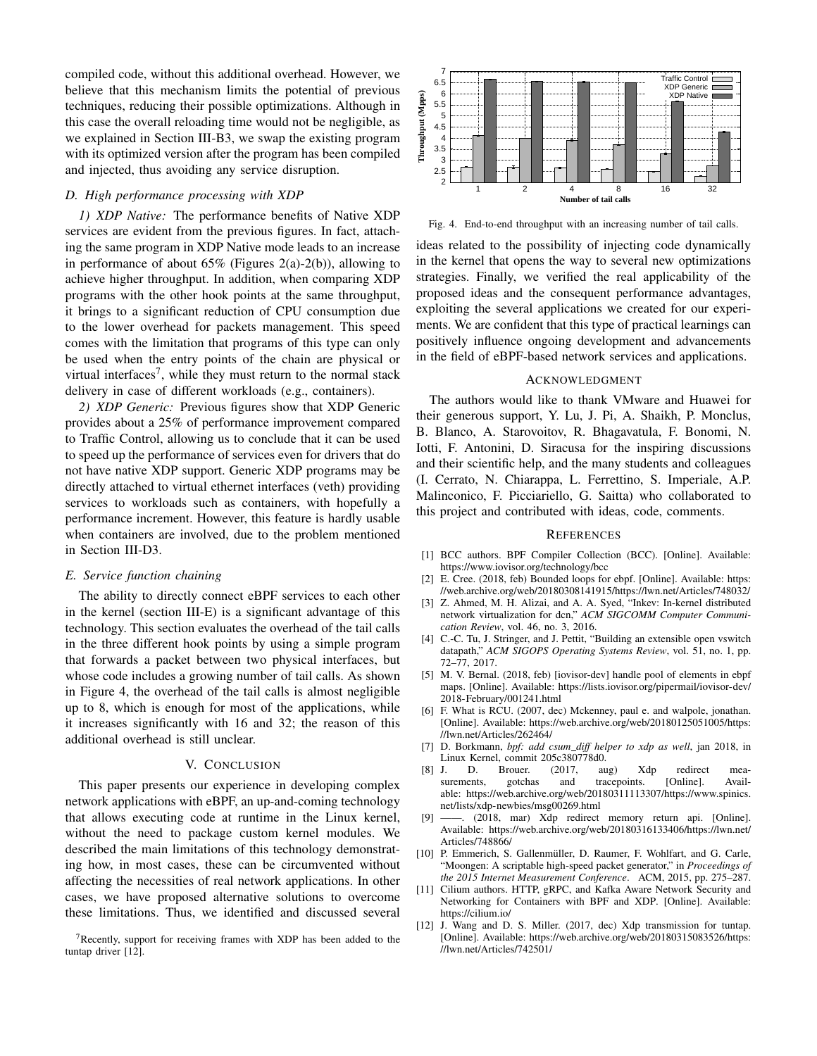compiled code, without this additional overhead. However, we believe that this mechanism limits the potential of previous techniques, reducing their possible optimizations. Although in this case the overall reloading time would not be negligible, as we explained in Section III-B3, we swap the existing program with its optimized version after the program has been compiled and injected, thus avoiding any service disruption.

### D. High performance processing with XDP

*1) XDP Native:* The performance benefits of Native XDP services are evident from the previous figures. In fact, attaching the same program in XDP Native mode leads to an increase in performance of about 65% (Figures 2(a)-2(b)), allowing to achieve higher throughput. In addition, when comparing XDP programs with the other hook points at the same throughput, it brings to a significant reduction of CPU consumption due to the lower overhead for packets management. This speed comes with the limitation that programs of this type can only be used when the entry points of the chain are physical or virtual interfaces[7], while they must return to the normal stack delivery in case of different workloads (e.g., containers).

*2) XDP Generic:* Previous figures show that XDP Generic provides about a 25% of performance improvement compared to Traffic Control, allowing us to conclude that it can be used to speed up the performance of services even for drivers that do not have native XDP support. Generic XDP programs may be directly attached to virtual ethernet interfaces (veth) providing services to workloads such as containers, with hopefully a performance increment. However, this feature is hardly usable when containers are involved, due to the problem mentioned in Section III-D3.

### E. Service function chaining

The ability to directly connect eBPF services to each other in the kernel (section III-E) is a significant advantage of this technology. This section evaluates the overhead of the tail calls in the three different hook points by using a simple program that forwards a packet between two physical interfaces, but whose code includes a growing number of tail calls. As shown in Figure 4, the overhead of the tail calls is almost negligible up to 8, which is enough for most of the applications, while it increases significantly with 16 and 32; the reason of this additional overhead is still unclear.

Throughput (Mpps)
7
6.5
6
5.5
5
4.5
4
3.5
3
2.5
2
Traffic Control
XDP Generic
XDP Native
1
2
4
8
16
32
Number of tail calls

Fig. 4. End-to-end throughput with an increasing number of tail calls.

## V. Conclusion

This paper presents our experience in developing complex network applications with eBPF, an up-and-coming technology that allows executing code at runtime in the Linux kernel, without the need to package custom kernel modules. We described the main limitations of this technology demonstrating how, in most cases, these can be circumvented without affecting the necessities of real network applications. In other cases, we have proposed alternative solutions to overcome these limitations. Thus, we identified and discussed several ideas related to the possibility of injecting code dynamically in the kernel that opens the way to several new optimizations strategies. Finally, we verified the real applicability of the proposed ideas and the consequent performance advantages, exploiting the several applications we created for our experiments. We are confident that this type of practical learnings can positively influence ongoing development and advancements in the field of eBPF-based network services and applications.

## Acknowledgment

The authors would like to thank VMware and Huawei for their generous support, Y. Lu, J. Pi, A. Shaikh, P. Monclus, B. Blanco, A. Starovoitov, R. Bhagavatula, F. Bonomi, N. Iotti, F. Antonini, D. Siracusa for the inspiring discussions and their scientific help, and the many students and colleagues (I. Cerrato, N. Chiarappa, L. Ferrettino, S. Imperiale, A.P. Malinconico, F. Picciariello, G. Saitta) who collaborated to this project and contributed with ideas, code, comments.

## References

[1] BCC authors. BPF Compiler Collection (BCC). [Online]. Available: https://www.iovisor.org/technology/bcc

[2] E. Cree. (2018, feb) Bounded loops for ebpf. [Online]. Available: https://web.archive.org/web/20180308141915/https://lwn.net/Articles/748032/

[3] Z. Ahmed, M. H. Alizai, and A. A. Syed, "Inkev: In-kernel distributed network virtualization for dcn," *ACM SIGCOMM Computer Communication Review*, vol. 46, no. 3, 2016.

[4] C.-C. Tu, J. Stringer, and J. Pettit, "Building an extensible open vswitch datapath," *ACM SIGOPS Operating Systems Review*, vol. 51, no. 1, pp. 72–77, 2017.

[5] M. V. Bernal. (2018, feb) [iovisor-dev] handle pool of elements in ebpf maps. [Online]. Available: https://lists.iovisor.org/pipermail/iovisor-dev/2018-February/001241.html

[6] F. What is RCU. (2007, dec) Mckenney, paul e. and walpole, jonathan. [Online]. Available: https://web.archive.org/web/20180125051005/https://lwn.net/Articles/262464/

[7] D. Borkmann, *bpf: add csum_diff helper to xdp as well*, jan 2018, in Linux Kernel, commit 205c380778d0.

[8] J. D. Brouer. (2017, aug) Xdp redirect measurements, gotchas and tracepoints. [Online]. Available: https://web.archive.org/web/20180311113307/https://www.spinics.net/lists/xdp-newbies/msg00269.html

[9] ——. (2018, mar) Xdp redirect memory return api. [Online]. Available: https://web.archive.org/web/20180316133406/https://lwn.net/Articles/748866/

[10] P. Emmerich, S. Gallenmüller, D. Raumer, F. Wohlfart, and G. Carle, "Moongen: A scriptable high-speed packet generator," in *Proceedings of the 2015 Internet Measurement Conference*. ACM, 2015, pp. 275–287.

[11] Cilium authors. HTTP, gRPC, and Kafka Aware Network Security and Networking for Containers with BPF and XDP. [Online]. Available: https://cilium.io/

[12] J. Wang and D. S. Miller. (2017, dec) Xdp transmission for tuntap. [Online]. Available: https://web.archive.org/web/20180315083526/https://lwn.net/Articles/742501/

[7] Recently, support for receiving frames with XDP has been added to the tuntap driver [12].